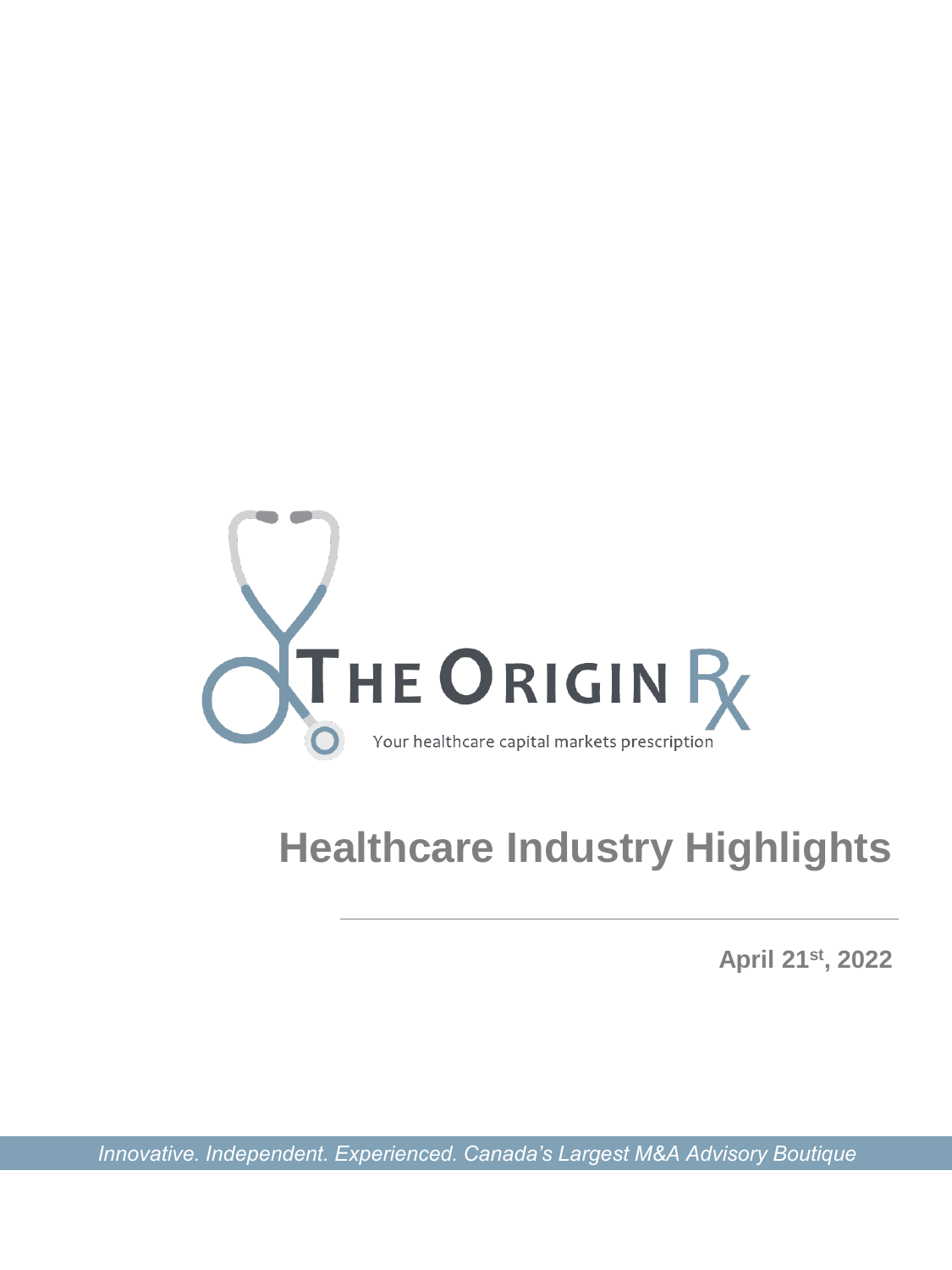THE ORIGIN Rx

Your healthcare capital markets prescription

# Healthcare Industry Highlights

**April 21st, 2022**

*Innovative. Independent. Experienced. Canada's Largest M&A Advisory Boutique*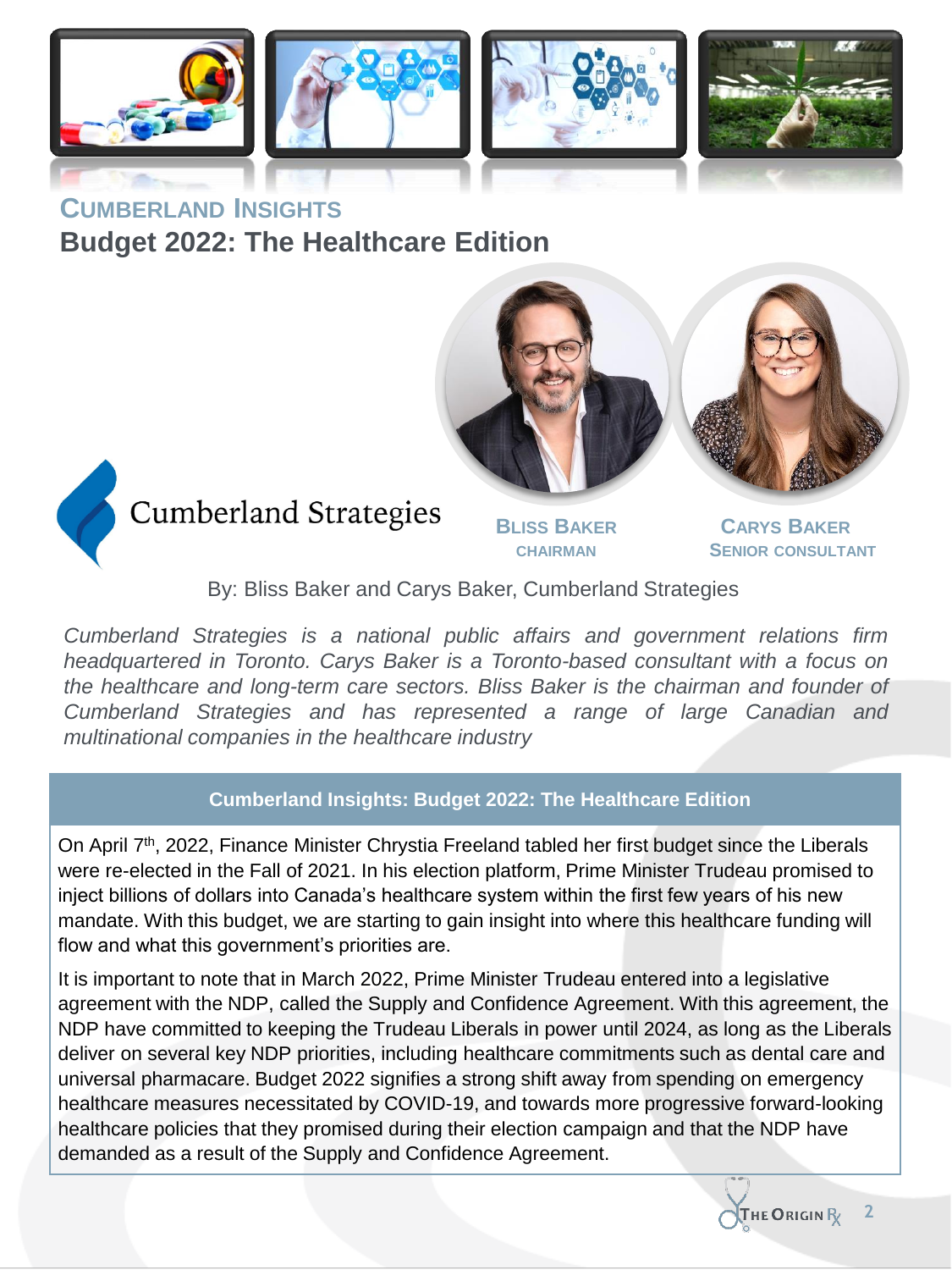## CUMBERLAND INSIGHTS

# Budget 2022: The Healthcare Edition

Cumberland Strategies

**BLISS BAKER**
CHAIRMAN

**CARYS BAKER**
SENIOR CONSULTANT

By: Bliss Baker and Carys Baker, Cumberland Strategies

*Cumberland Strategies is a national public affairs and government relations firm headquartered in Toronto. Carys Baker is a Toronto-based consultant with a focus on the healthcare and long-term care sectors. Bliss Baker is the chairman and founder of Cumberland Strategies and has represented a range of large Canadian and multinational companies in the healthcare industry*

### Cumberland Insights: Budget 2022: The Healthcare Edition

On April 7th, 2022, Finance Minister Chrystia Freeland tabled her first budget since the Liberals were re-elected in the Fall of 2021. In his election platform, Prime Minister Trudeau promised to inject billions of dollars into Canada's healthcare system within the first few years of his new mandate. With this budget, we are starting to gain insight into where this healthcare funding will flow and what this government's priorities are.

It is important to note that in March 2022, Prime Minister Trudeau entered into a legislative agreement with the NDP, called the Supply and Confidence Agreement. With this agreement, the NDP have committed to keeping the Trudeau Liberals in power until 2024, as long as the Liberals deliver on several key NDP priorities, including healthcare commitments such as dental care and universal pharmacare. Budget 2022 signifies a strong shift away from spending on emergency healthcare measures necessitated by COVID-19, and towards more progressive forward-looking healthcare policies that they promised during their election campaign and that the NDP have demanded as a result of the Supply and Confidence Agreement.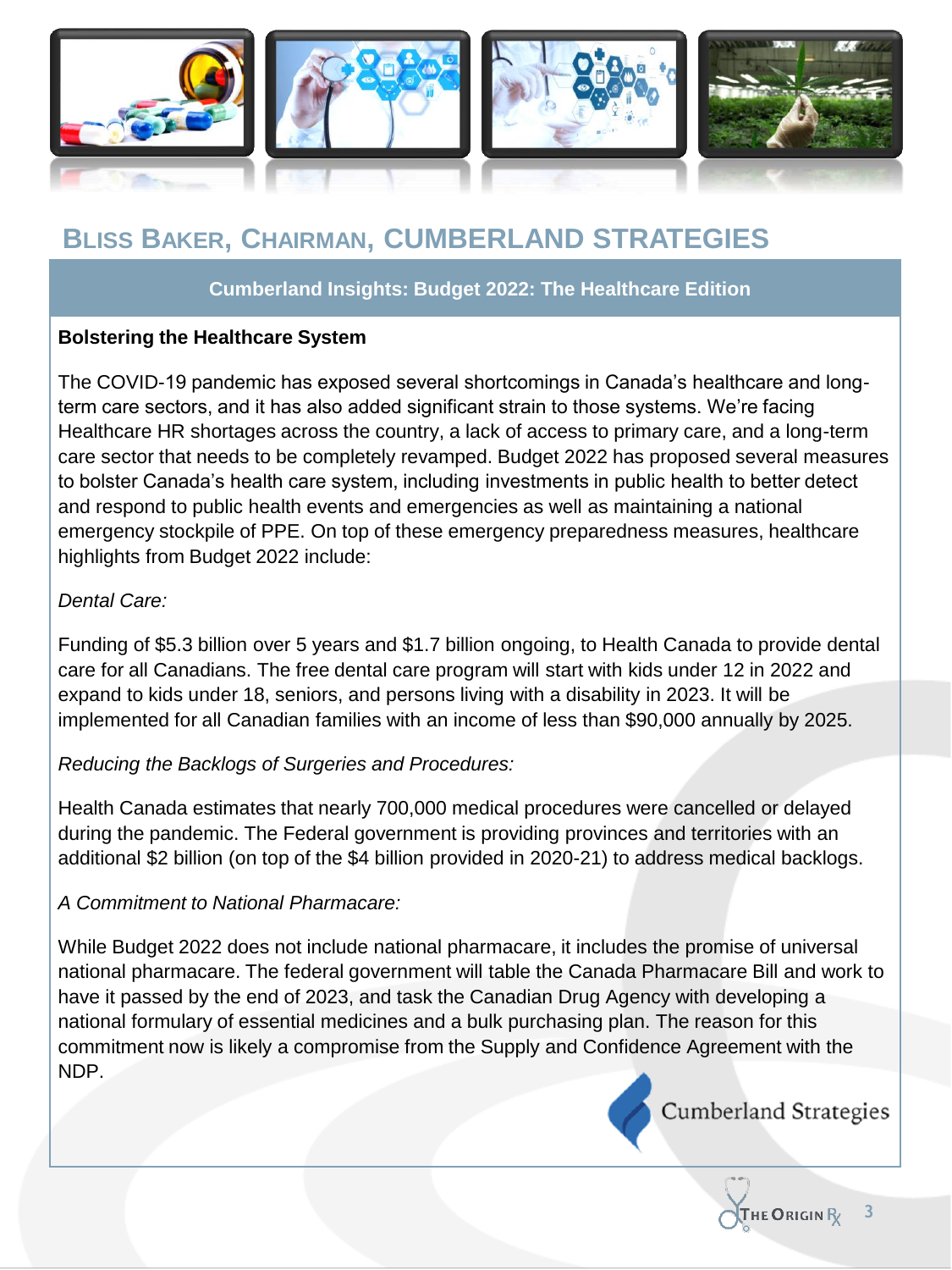## Bliss Baker, Chairman, Cumberland Strategies

### Cumberland Insights: Budget 2022: The Healthcare Edition

**Bolstering the Healthcare System**

The COVID-19 pandemic has exposed several shortcomings in Canada's healthcare and long-term care sectors, and it has also added significant strain to those systems. We're facing Healthcare HR shortages across the country, a lack of access to primary care, and a long-term care sector that needs to be completely revamped. Budget 2022 has proposed several measures to bolster Canada's health care system, including investments in public health to better detect and respond to public health events and emergencies as well as maintaining a national emergency stockpile of PPE. On top of these emergency preparedness measures, healthcare highlights from Budget 2022 include:

*Dental Care:*

Funding of $5.3 billion over 5 years and $1.7 billion ongoing, to Health Canada to provide dental care for all Canadians. The free dental care program will start with kids under 12 in 2022 and expand to kids under 18, seniors, and persons living with a disability in 2023. It will be implemented for all Canadian families with an income of less than $90,000 annually by 2025.

*Reducing the Backlogs of Surgeries and Procedures:*

Health Canada estimates that nearly 700,000 medical procedures were cancelled or delayed during the pandemic. The Federal government is providing provinces and territories with an additional $2 billion (on top of the $4 billion provided in 2020-21) to address medical backlogs.

*A Commitment to National Pharmacare:*

While Budget 2022 does not include national pharmacare, it includes the promise of universal national pharmacare. The federal government will table the Canada Pharmacare Bill and work to have it passed by the end of 2023, and task the Canadian Drug Agency with developing a national formulary of essential medicines and a bulk purchasing plan. The reason for this commitment now is likely a compromise from the Supply and Confidence Agreement with the NDP.

Cumberland Strategies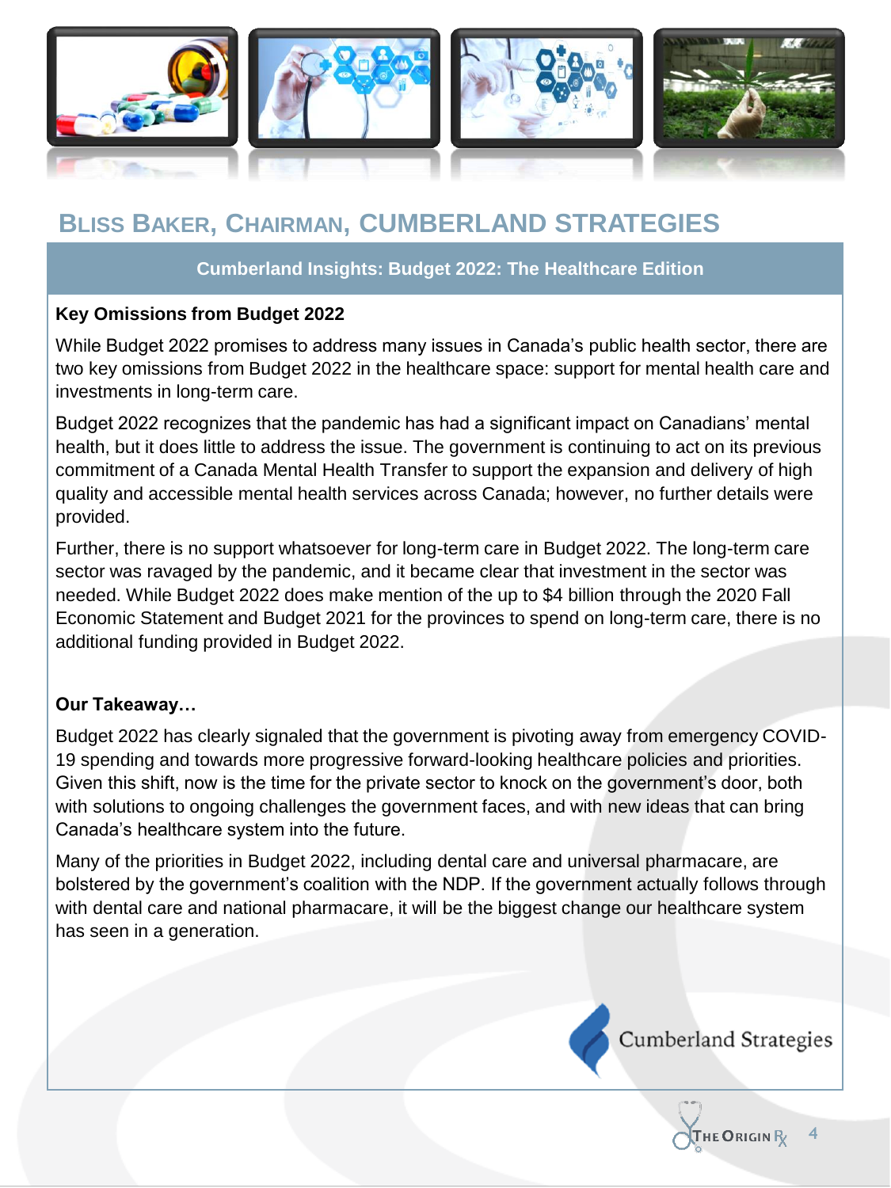## Bliss Baker, Chairman, Cumberland Strategies

### Cumberland Insights: Budget 2022: The Healthcare Edition

**Key Omissions from Budget 2022**

While Budget 2022 promises to address many issues in Canada's public health sector, there are two key omissions from Budget 2022 in the healthcare space: support for mental health care and investments in long-term care.

Budget 2022 recognizes that the pandemic has had a significant impact on Canadians' mental health, but it does little to address the issue. The government is continuing to act on its previous commitment of a Canada Mental Health Transfer to support the expansion and delivery of high quality and accessible mental health services across Canada; however, no further details were provided.

Further, there is no support whatsoever for long-term care in Budget 2022. The long-term care sector was ravaged by the pandemic, and it became clear that investment in the sector was needed. While Budget 2022 does make mention of the up to $4 billion through the 2020 Fall Economic Statement and Budget 2021 for the provinces to spend on long-term care, there is no additional funding provided in Budget 2022.

**Our Takeaway…**

Budget 2022 has clearly signaled that the government is pivoting away from emergency COVID-19 spending and towards more progressive forward-looking healthcare policies and priorities. Given this shift, now is the time for the private sector to knock on the government's door, both with solutions to ongoing challenges the government faces, and with new ideas that can bring Canada's healthcare system into the future.

Many of the priorities in Budget 2022, including dental care and universal pharmacare, are bolstered by the government's coalition with the NDP. If the government actually follows through with dental care and national pharmacare, it will be the biggest change our healthcare system has seen in a generation.

Cumberland Strategies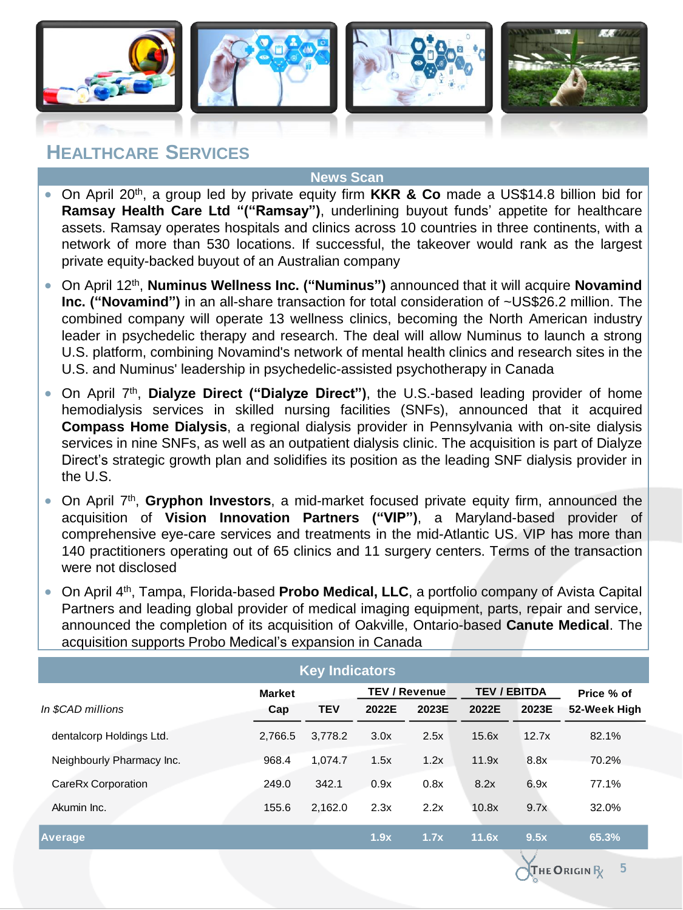## Healthcare Services

### News Scan

- On April 20th, a group led by private equity firm **KKR & Co** made a US$14.8 billion bid for **Ramsay Health Care Ltd "("Ramsay")**, underlining buyout funds' appetite for healthcare assets. Ramsay operates hospitals and clinics across 10 countries in three continents, with a network of more than 530 locations. If successful, the takeover would rank as the largest private equity-backed buyout of an Australian company
- On April 12th, **Numinus Wellness Inc. ("Numinus")** announced that it will acquire **Novamind Inc. ("Novamind")** in an all-share transaction for total consideration of ~US$26.2 million. The combined company will operate 13 wellness clinics, becoming the North American industry leader in psychedelic therapy and research. The deal will allow Numinus to launch a strong U.S. platform, combining Novamind's network of mental health clinics and research sites in the U.S. and Numinus' leadership in psychedelic-assisted psychotherapy in Canada
- On April 7th, **Dialyze Direct ("Dialyze Direct")**, the U.S.-based leading provider of home hemodialysis services in skilled nursing facilities (SNFs), announced that it acquired **Compass Home Dialysis**, a regional dialysis provider in Pennsylvania with on-site dialysis services in nine SNFs, as well as an outpatient dialysis clinic. The acquisition is part of Dialyze Direct's strategic growth plan and solidifies its position as the leading SNF dialysis provider in the U.S.
- On April 7th, **Gryphon Investors**, a mid-market focused private equity firm, announced the acquisition of **Vision Innovation Partners ("VIP")**, a Maryland-based provider of comprehensive eye-care services and treatments in the mid-Atlantic US. VIP has more than 140 practitioners operating out of 65 clinics and 11 surgery centers. Terms of the transaction were not disclosed
- On April 4th, Tampa, Florida-based **Probo Medical, LLC**, a portfolio company of Avista Capital Partners and leading global provider of medical imaging equipment, parts, repair and service, announced the completion of its acquisition of Oakville, Ontario-based **Canute Medical**. The acquisition supports Probo Medical's expansion in Canada

### Key Indicators

| *In $CAD millions* | Market Cap | TEV | TEV / Revenue 2022E | TEV / Revenue 2023E | TEV / EBITDA 2022E | TEV / EBITDA 2023E | Price % of 52-Week High |
|---|---|---|---|---|---|---|---|
| dentalcorp Holdings Ltd. | 2,766.5 | 3,778.2 | 3.0x | 2.5x | 15.6x | 12.7x | 82.1% |
| Neighbourly Pharmacy Inc. | 968.4 | 1,074.7 | 1.5x | 1.2x | 11.9x | 8.8x | 70.2% |
| CareRx Corporation | 249.0 | 342.1 | 0.9x | 0.8x | 8.2x | 6.9x | 77.1% |
| Akumin Inc. | 155.6 | 2,162.0 | 2.3x | 2.2x | 10.8x | 9.7x | 32.0% |
| **Average** | | | **1.9x** | **1.7x** | **11.6x** | **9.5x** | **65.3%** |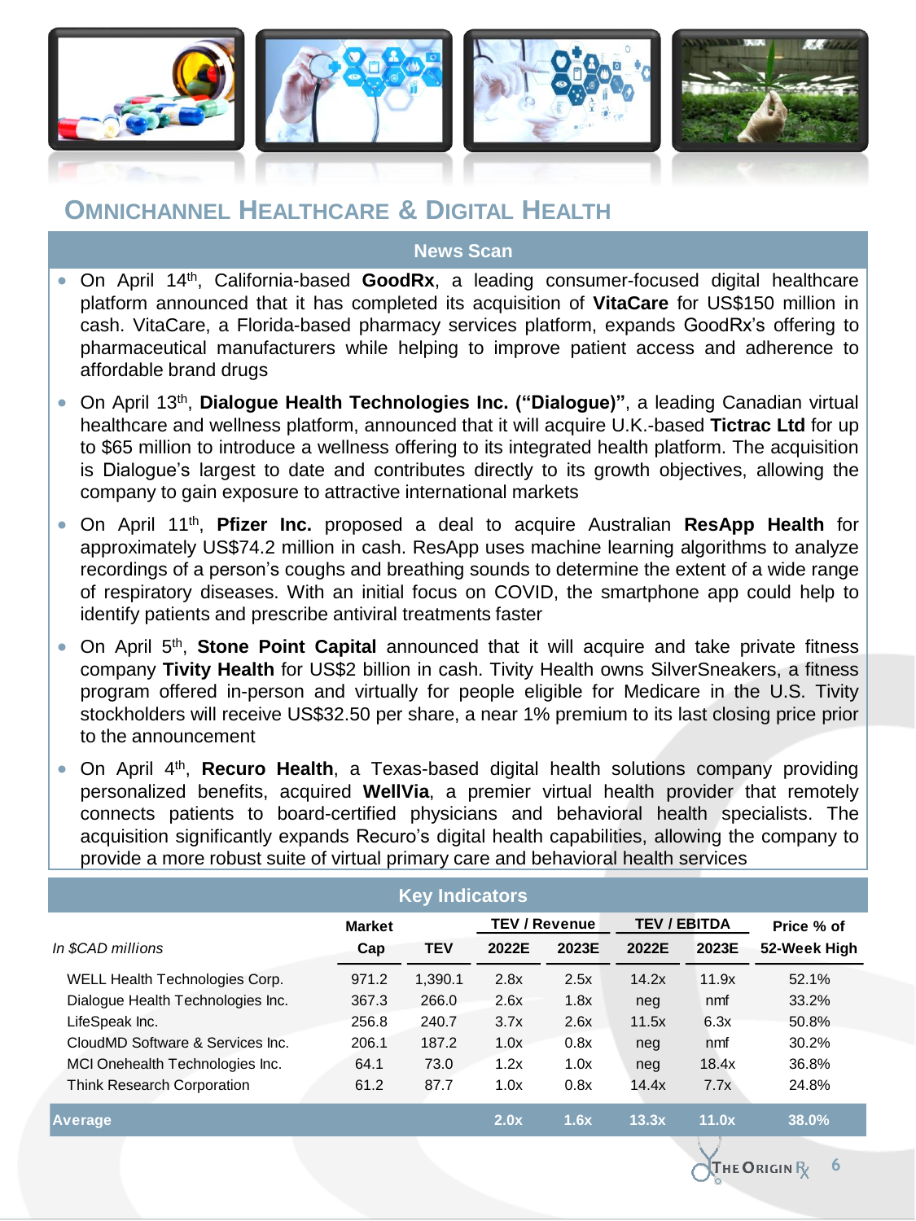## Omnichannel Healthcare & Digital Health

### News Scan

- On April 14th, California-based **GoodRx**, a leading consumer-focused digital healthcare platform announced that it has completed its acquisition of **VitaCare** for US$150 million in cash. VitaCare, a Florida-based pharmacy services platform, expands GoodRx's offering to pharmaceutical manufacturers while helping to improve patient access and adherence to affordable brand drugs
- On April 13th, **Dialogue Health Technologies Inc. ("Dialogue)"**, a leading Canadian virtual healthcare and wellness platform, announced that it will acquire U.K.-based **Tictrac Ltd** for up to $65 million to introduce a wellness offering to its integrated health platform. The acquisition is Dialogue's largest to date and contributes directly to its growth objectives, allowing the company to gain exposure to attractive international markets
- On April 11th, **Pfizer Inc.** proposed a deal to acquire Australian **ResApp Health** for approximately US$74.2 million in cash. ResApp uses machine learning algorithms to analyze recordings of a person's coughs and breathing sounds to determine the extent of a wide range of respiratory diseases. With an initial focus on COVID, the smartphone app could help to identify patients and prescribe antiviral treatments faster
- On April 5th, **Stone Point Capital** announced that it will acquire and take private fitness company **Tivity Health** for US$2 billion in cash. Tivity Health owns SilverSneakers, a fitness program offered in-person and virtually for people eligible for Medicare in the U.S. Tivity stockholders will receive US$32.50 per share, a near 1% premium to its last closing price prior to the announcement
- On April 4th, **Recuro Health**, a Texas-based digital health solutions company providing personalized benefits, acquired **WellVia**, a premier virtual health provider that remotely connects patients to board-certified physicians and behavioral health specialists. The acquisition significantly expands Recuro's digital health capabilities, allowing the company to provide a more robust suite of virtual primary care and behavioral health services

### Key Indicators

| *In $CAD millions* | Market Cap | TEV | TEV / Revenue 2022E | TEV / Revenue 2023E | TEV / EBITDA 2022E | TEV / EBITDA 2023E | Price % of 52-Week High |
|---|---|---|---|---|---|---|---|
| WELL Health Technologies Corp. | 971.2 | 1,390.1 | 2.8x | 2.5x | 14.2x | 11.9x | 52.1% |
| Dialogue Health Technologies Inc. | 367.3 | 266.0 | 2.6x | 1.8x | neg | nmf | 33.2% |
| LifeSpeak Inc. | 256.8 | 240.7 | 3.7x | 2.6x | 11.5x | 6.3x | 50.8% |
| CloudMD Software & Services Inc. | 206.1 | 187.2 | 1.0x | 0.8x | neg | nmf | 30.2% |
| MCI Onehealth Technologies Inc. | 64.1 | 73.0 | 1.2x | 1.0x | neg | 18.4x | 36.8% |
| Think Research Corporation | 61.2 | 87.7 | 1.0x | 0.8x | 14.4x | 7.7x | 24.8% |
| **Average** | | | **2.0x** | **1.6x** | **13.3x** | **11.0x** | **38.0%** |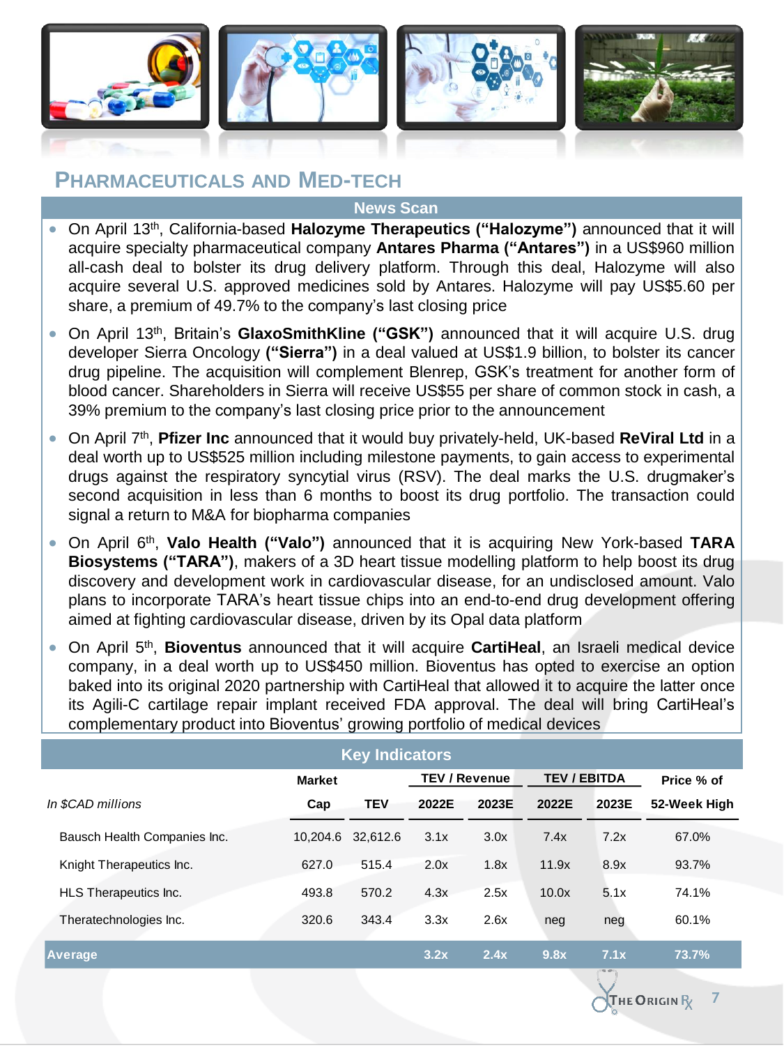## PHARMACEUTICALS AND MED-TECH

### News Scan

- On April 13th, California-based **Halozyme Therapeutics ("Halozyme")** announced that it will acquire specialty pharmaceutical company **Antares Pharma ("Antares")** in a US$960 million all-cash deal to bolster its drug delivery platform. Through this deal, Halozyme will also acquire several U.S. approved medicines sold by Antares. Halozyme will pay US$5.60 per share, a premium of 49.7% to the company's last closing price
- On April 13th, Britain's **GlaxoSmithKline ("GSK")** announced that it will acquire U.S. drug developer Sierra Oncology **("Sierra")** in a deal valued at US$1.9 billion, to bolster its cancer drug pipeline. The acquisition will complement Blenrep, GSK's treatment for another form of blood cancer. Shareholders in Sierra will receive US$55 per share of common stock in cash, a 39% premium to the company's last closing price prior to the announcement
- On April 7th, **Pfizer Inc** announced that it would buy privately-held, UK-based **ReViral Ltd** in a deal worth up to US$525 million including milestone payments, to gain access to experimental drugs against the respiratory syncytial virus (RSV). The deal marks the U.S. drugmaker's second acquisition in less than 6 months to boost its drug portfolio. The transaction could signal a return to M&A for biopharma companies
- On April 6th, **Valo Health ("Valo")** announced that it is acquiring New York-based **TARA Biosystems ("TARA")**, makers of a 3D heart tissue modelling platform to help boost its drug discovery and development work in cardiovascular disease, for an undisclosed amount. Valo plans to incorporate TARA's heart tissue chips into an end-to-end drug development offering aimed at fighting cardiovascular disease, driven by its Opal data platform
- On April 5th, **Bioventus** announced that it will acquire **CartiHeal**, an Israeli medical device company, in a deal worth up to US$450 million. Bioventus has opted to exercise an option baked into its original 2020 partnership with CartiHeal that allowed it to acquire the latter once its Agili-C cartilage repair implant received FDA approval. The deal will bring CartiHeal's complementary product into Bioventus' growing portfolio of medical devices

### Key Indicators

| *In $CAD millions* | Market Cap | TEV | TEV / Revenue 2022E | TEV / Revenue 2023E | TEV / EBITDA 2022E | TEV / EBITDA 2023E | Price % of 52-Week High |
|---|---|---|---|---|---|---|---|
| Bausch Health Companies Inc. | 10,204.6 | 32,612.6 | 3.1x | 3.0x | 7.4x | 7.2x | 67.0% |
| Knight Therapeutics Inc. | 627.0 | 515.4 | 2.0x | 1.8x | 11.9x | 8.9x | 93.7% |
| HLS Therapeutics Inc. | 493.8 | 570.2 | 4.3x | 2.5x | 10.0x | 5.1x | 74.1% |
| Theratechnologies Inc. | 320.6 | 343.4 | 3.3x | 2.6x | neg | neg | 60.1% |
| **Average** | | | **3.2x** | **2.4x** | **9.8x** | **7.1x** | **73.7%** |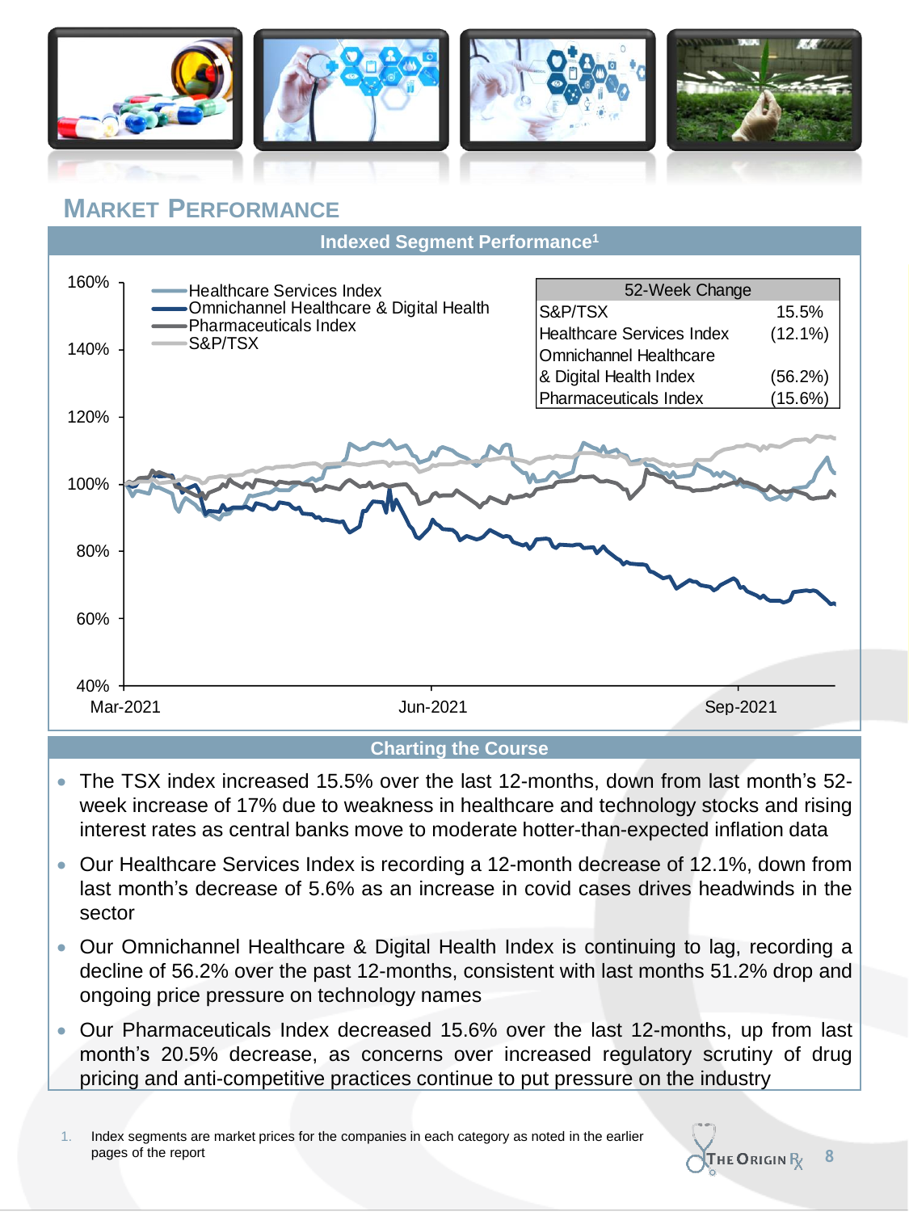## MARKET PERFORMANCE

### Indexed Segment Performance[1]

| 52-Week Change | |
|---|---|
| S&P/TSX | 15.5% |
| Healthcare Services Index | (12.1%) |
| Omnichannel Healthcare & Digital Health Index | (56.2%) |
| Pharmaceuticals Index | (15.6%) |

### Charting the Course

- The TSX index increased 15.5% over the last 12-months, down from last month's 52-week increase of 17% due to weakness in healthcare and technology stocks and rising interest rates as central banks move to moderate hotter-than-expected inflation data
- Our Healthcare Services Index is recording a 12-month decrease of 12.1%, down from last month's decrease of 5.6% as an increase in covid cases drives headwinds in the sector
- Our Omnichannel Healthcare & Digital Health Index is continuing to lag, recording a decline of 56.2% over the past 12-months, consistent with last months 51.2% drop and ongoing price pressure on technology names
- Our Pharmaceuticals Index decreased 15.6% over the last 12-months, up from last month's 20.5% decrease, as concerns over increased regulatory scrutiny of drug pricing and anti-competitive practices continue to put pressure on the industry

1. Index segments are market prices for the companies in each category as noted in the earlier pages of the report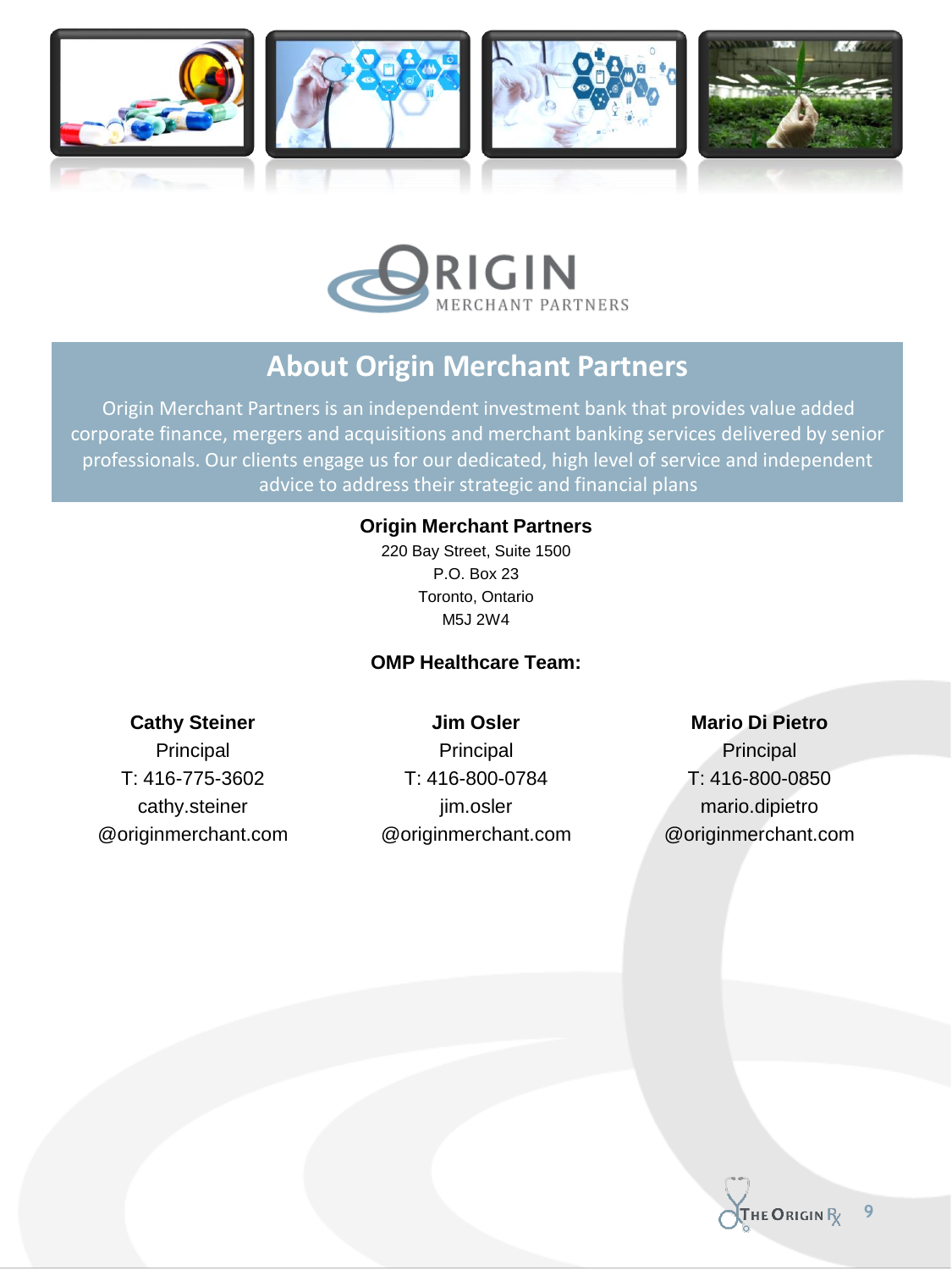## About Origin Merchant Partners

Origin Merchant Partners is an independent investment bank that provides value added corporate finance, mergers and acquisitions and merchant banking services delivered by senior professionals. Our clients engage us for our dedicated, high level of service and independent advice to address their strategic and financial plans

**Origin Merchant Partners**
220 Bay Street, Suite 1500
P.O. Box 23
Toronto, Ontario
M5J 2W4

**OMP Healthcare Team:**

**Cathy Steiner**
Principal
T: 416-775-3602
cathy.steiner@originmerchant.com

**Jim Osler**
Principal
T: 416-800-0784
jim.osler@originmerchant.com

**Mario Di Pietro**
Principal
T: 416-800-0850
mario.dipietro@originmerchant.com